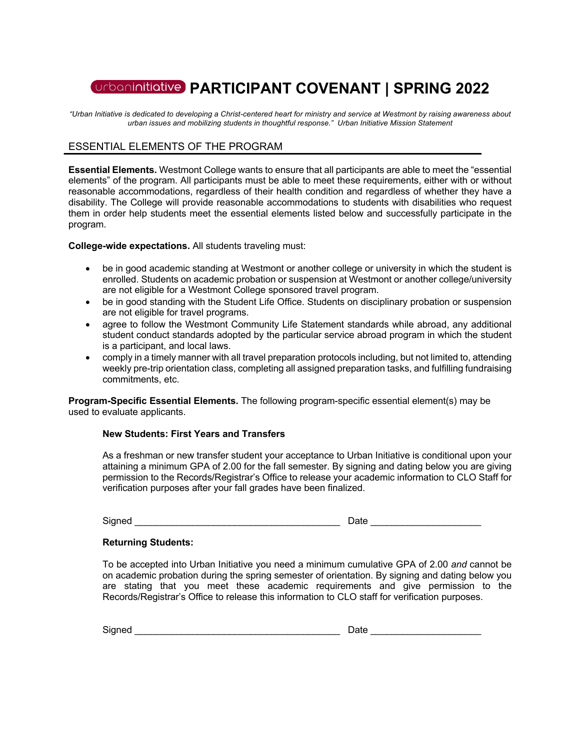# urbaninitiative PARTICIPANT COVENANT | SPRING 2022

*"Urban Initiative is dedicated to developing a Christ-centered heart for ministry and service at Westmont by raising awareness about urban issues and mobilizing students in thoughtful response." Urban Initiative Mission Statement*

## ESSENTIAL ELEMENTS OF THE PROGRAM

**Essential Elements.** Westmont College wants to ensure that all participants are able to meet the "essential elements" of the program. All participants must be able to meet these requirements, either with or without reasonable accommodations, regardless of their health condition and regardless of whether they have a disability. The College will provide reasonable accommodations to students with disabilities who request them in order help students meet the essential elements listed below and successfully participate in the program.

**College-wide expectations.** All students traveling must:

- be in good academic standing at Westmont or another college or university in which the student is enrolled. Students on academic probation or suspension at Westmont or another college/university are not eligible for a Westmont College sponsored travel program.
- be in good standing with the Student Life Office. Students on disciplinary probation or suspension are not eligible for travel programs.
- agree to follow the Westmont Community Life Statement standards while abroad, any additional student conduct standards adopted by the particular service abroad program in which the student is a participant, and local laws.
- comply in a timely manner with all travel preparation protocols including, but not limited to, attending weekly pre-trip orientation class, completing all assigned preparation tasks, and fulfilling fundraising commitments, etc.

**Program-Specific Essential Elements.** The following program-specific essential element(s) may be used to evaluate applicants.

**New Students: First Years and Transfers**

As a freshman or new transfer student your acceptance to Urban Initiative is conditional upon your attaining a minimum GPA of 2.00 for the fall semester. By signing and dating below you are giving permission to the Records/Registrar's Office to release your academic information to CLO Staff for verification purposes after your fall grades have been finalized.

Signed ______________________________________ Date ____________________

**Returning Students:**

To be accepted into Urban Initiative you need a minimum cumulative GPA of 2.00 *and* cannot be on academic probation during the spring semester of orientation. By signing and dating below you are stating that you meet these academic requirements and give permission to the Records/Registrar's Office to release this information to CLO staff for verification purposes.

Signed ______________________________________ Date ____________________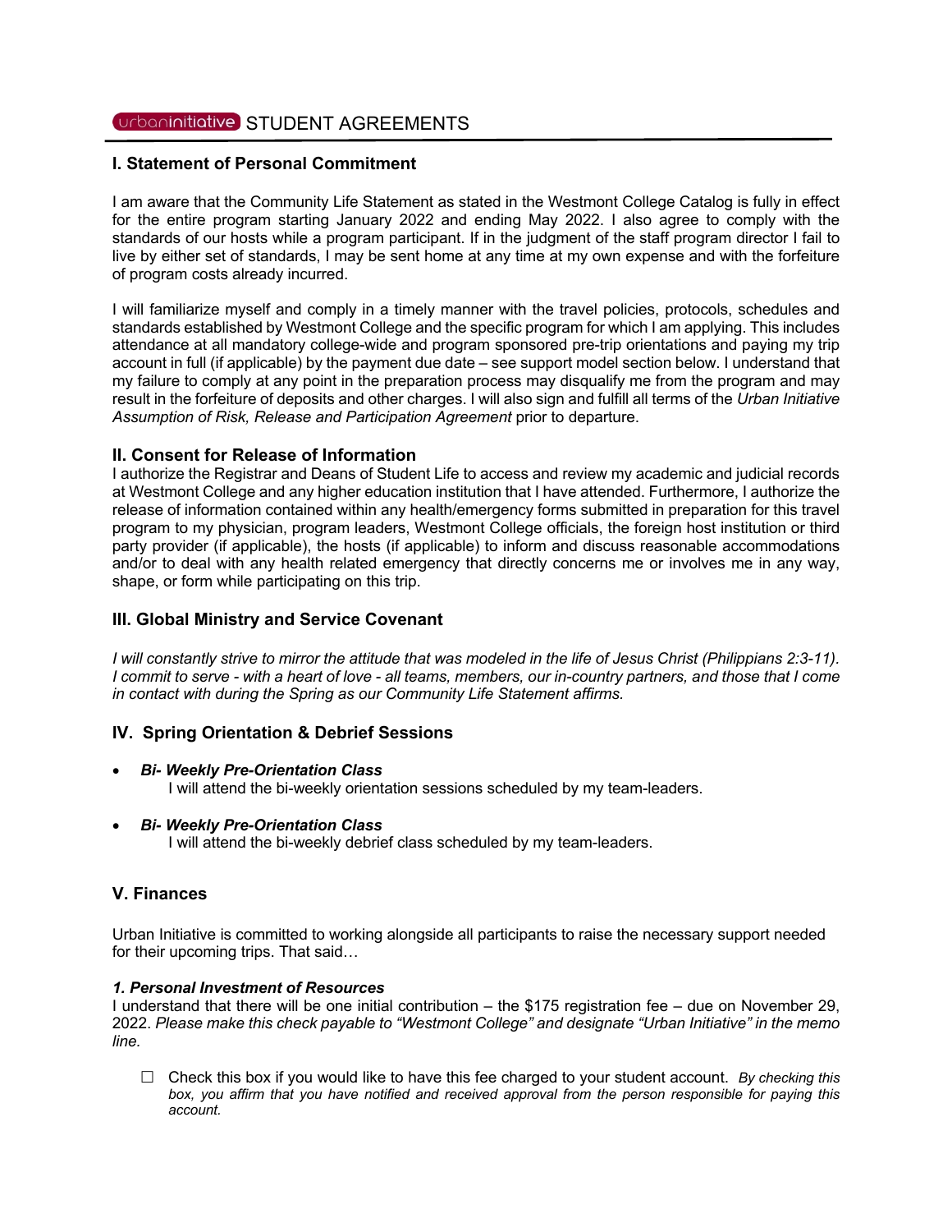## urbaninitiative STUDENT AGREEMENTS

### I. Statement of Personal Commitment

I am aware that the Community Life Statement as stated in the Westmont College Catalog is fully in effect for the entire program starting January 2022 and ending May 2022. I also agree to comply with the standards of our hosts while a program participant. If in the judgment of the staff program director I fail to live by either set of standards, I may be sent home at any time at my own expense and with the forfeiture of program costs already incurred.

I will familiarize myself and comply in a timely manner with the travel policies, protocols, schedules and standards established by Westmont College and the specific program for which I am applying. This includes attendance at all mandatory college-wide and program sponsored pre-trip orientations and paying my trip account in full (if applicable) by the payment due date – see support model section below. I understand that my failure to comply at any point in the preparation process may disqualify me from the program and may result in the forfeiture of deposits and other charges. I will also sign and fulfill all terms of the *Urban Initiative Assumption of Risk, Release and Participation Agreement* prior to departure.

### II. Consent for Release of Information

I authorize the Registrar and Deans of Student Life to access and review my academic and judicial records at Westmont College and any higher education institution that I have attended. Furthermore, I authorize the release of information contained within any health/emergency forms submitted in preparation for this travel program to my physician, program leaders, Westmont College officials, the foreign host institution or third party provider (if applicable), the hosts (if applicable) to inform and discuss reasonable accommodations and/or to deal with any health related emergency that directly concerns me or involves me in any way, shape, or form while participating on this trip.

### III. Global Ministry and Service Covenant

*I will constantly strive to mirror the attitude that was modeled in the life of Jesus Christ (Philippians 2:3-11). I commit to serve - with a heart of love - all teams, members, our in-country partners, and those that I come in contact with during the Spring as our Community Life Statement affirms.*

### IV. Spring Orientation & Debrief Sessions

- ***Bi- Weekly Pre-Orientation Class***
  I will attend the bi-weekly orientation sessions scheduled by my team-leaders.
- ***Bi- Weekly Pre-Orientation Class***
  I will attend the bi-weekly debrief class scheduled by my team-leaders.

### V. Finances

Urban Initiative is committed to working alongside all participants to raise the necessary support needed for their upcoming trips. That said…

***1. Personal Investment of Resources***

I understand that there will be one initial contribution – the $175 registration fee – due on November 29, 2022. *Please make this check payable to "Westmont College" and designate "Urban Initiative" in the memo line.*

☐ Check this box if you would like to have this fee charged to your student account. *By checking this box, you affirm that you have notified and received approval from the person responsible for paying this account.*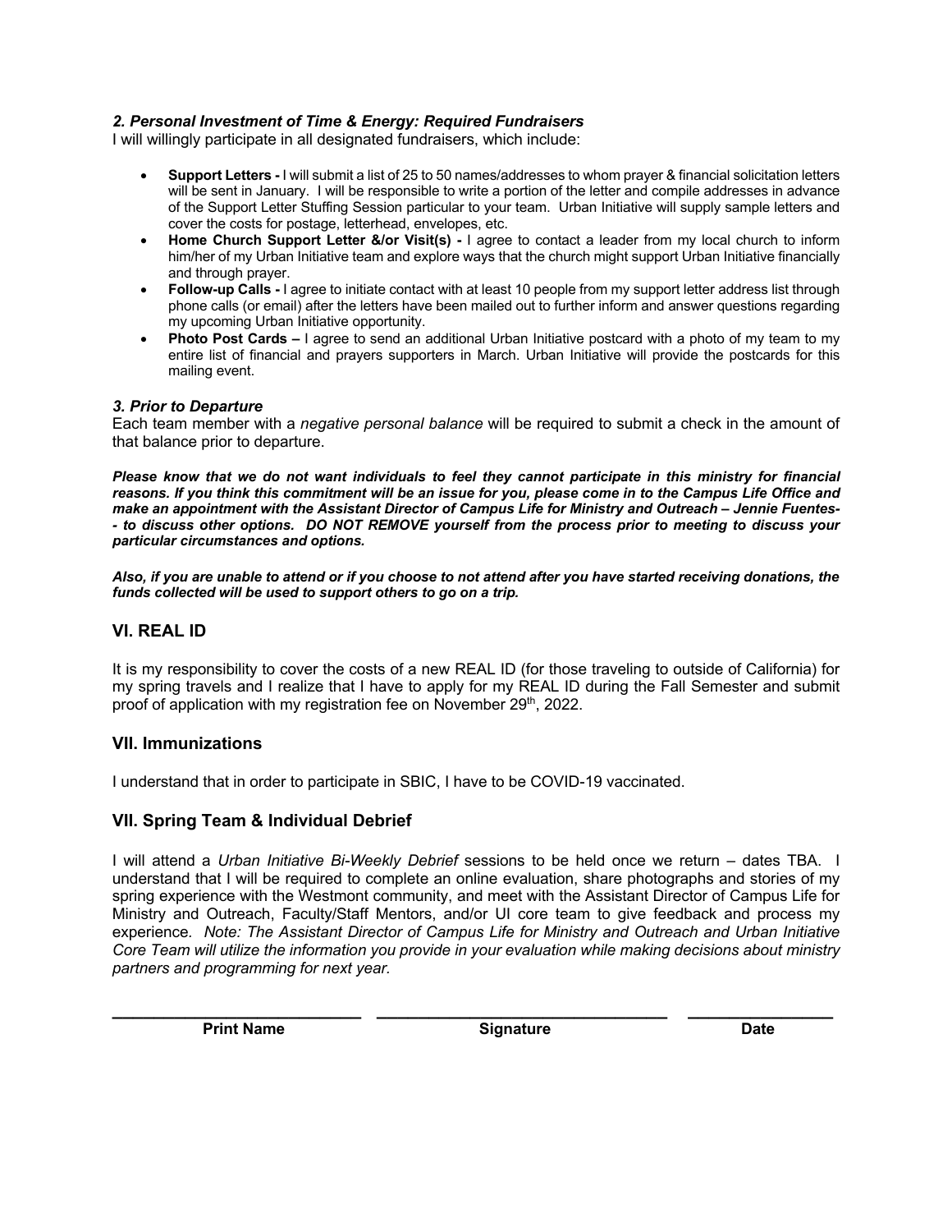### *2. Personal Investment of Time & Energy: Required Fundraisers*

I will willingly participate in all designated fundraisers, which include:

- **Support Letters -** I will submit a list of 25 to 50 names/addresses to whom prayer & financial solicitation letters will be sent in January. I will be responsible to write a portion of the letter and compile addresses in advance of the Support Letter Stuffing Session particular to your team. Urban Initiative will supply sample letters and cover the costs for postage, letterhead, envelopes, etc.
- **Home Church Support Letter &/or Visit(s) -** I agree to contact a leader from my local church to inform him/her of my Urban Initiative team and explore ways that the church might support Urban Initiative financially and through prayer.
- **Follow-up Calls -** I agree to initiate contact with at least 10 people from my support letter address list through phone calls (or email) after the letters have been mailed out to further inform and answer questions regarding my upcoming Urban Initiative opportunity.
- **Photo Post Cards –** I agree to send an additional Urban Initiative postcard with a photo of my team to my entire list of financial and prayers supporters in March. Urban Initiative will provide the postcards for this mailing event.

### *3. Prior to Departure*

Each team member with a *negative personal balance* will be required to submit a check in the amount of that balance prior to departure.

***Please know that we do not want individuals to feel they cannot participate in this ministry for financial reasons. If you think this commitment will be an issue for you, please come in to the Campus Life Office and make an appointment with the Assistant Director of Campus Life for Ministry and Outreach – Jennie Fuentes-- to discuss other options. DO NOT REMOVE yourself from the process prior to meeting to discuss your particular circumstances and options.***

***Also, if you are unable to attend or if you choose to not attend after you have started receiving donations, the funds collected will be used to support others to go on a trip.***

## VI. REAL ID

It is my responsibility to cover the costs of a new REAL ID (for those traveling to outside of California) for my spring travels and I realize that I have to apply for my REAL ID during the Fall Semester and submit proof of application with my registration fee on November 29th, 2022.

## VII. Immunizations

I understand that in order to participate in SBIC, I have to be COVID-19 vaccinated.

## VII. Spring Team & Individual Debrief

I will attend a *Urban Initiative Bi-Weekly Debrief* sessions to be held once we return – dates TBA. I understand that I will be required to complete an online evaluation, share photographs and stories of my spring experience with the Westmont community, and meet with the Assistant Director of Campus Life for Ministry and Outreach, Faculty/Staff Mentors, and/or UI core team to give feedback and process my experience. *Note: The Assistant Director of Campus Life for Ministry and Outreach and Urban Initiative Core Team will utilize the information you provide in your evaluation while making decisions about ministry partners and programming for next year.*

| ____________________ | ____________________ | ____________ |
|---|---|---|
| **Print Name** | **Signature** | **Date** |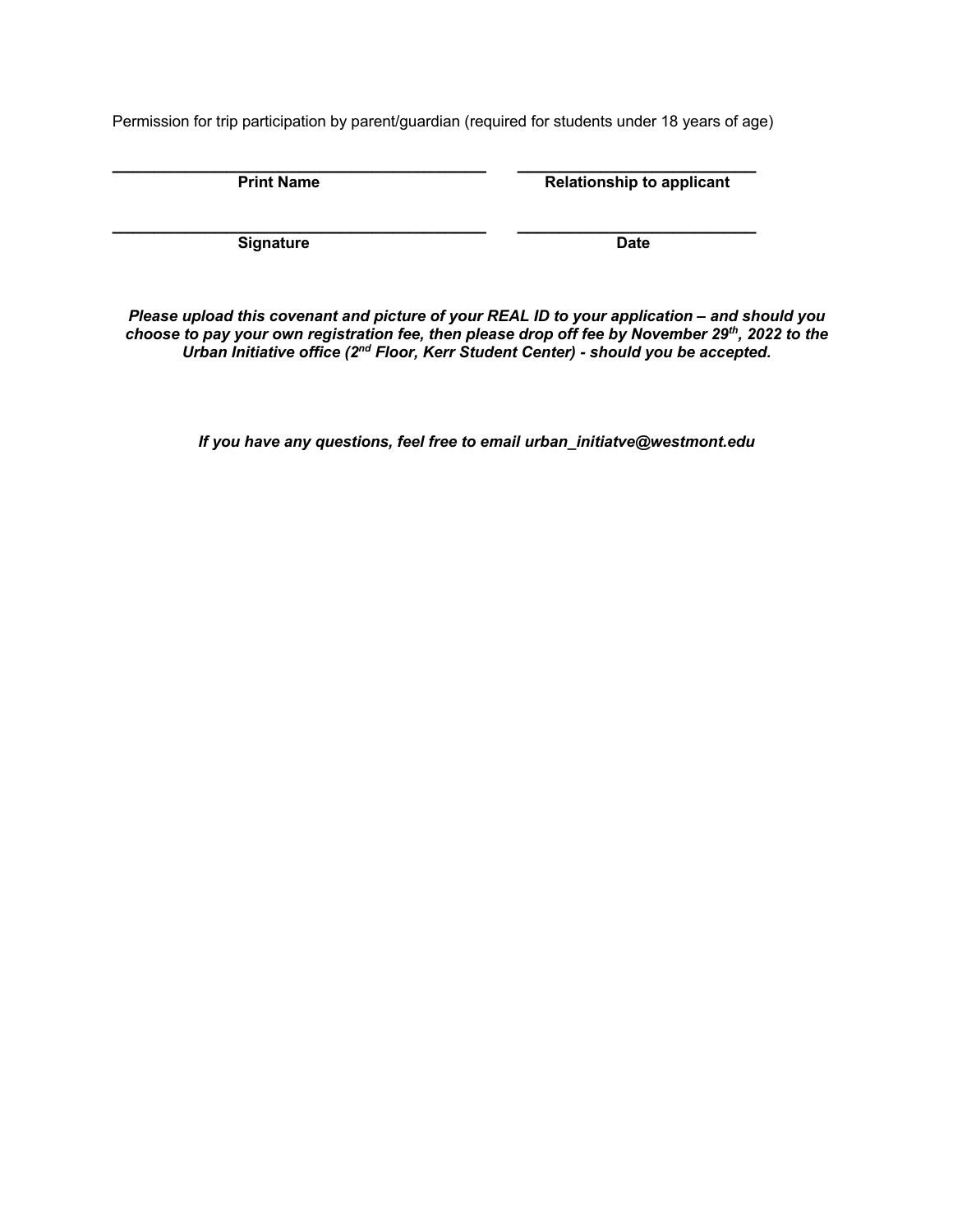Permission for trip participation by parent/guardian (required for students under 18 years of age)

_______________________________________________ ______________________________

**Print Name** **Relationship to applicant**

_______________________________________________ ______________________________

**Signature** **Date**

***Please upload this covenant and picture of your REAL ID to your application – and should you choose to pay your own registration fee, then please drop off fee by November 29th, 2022 to the Urban Initiative office (2nd Floor, Kerr Student Center) - should you be accepted.***

***If you have any questions, feel free to email urban_initiatve@westmont.edu***